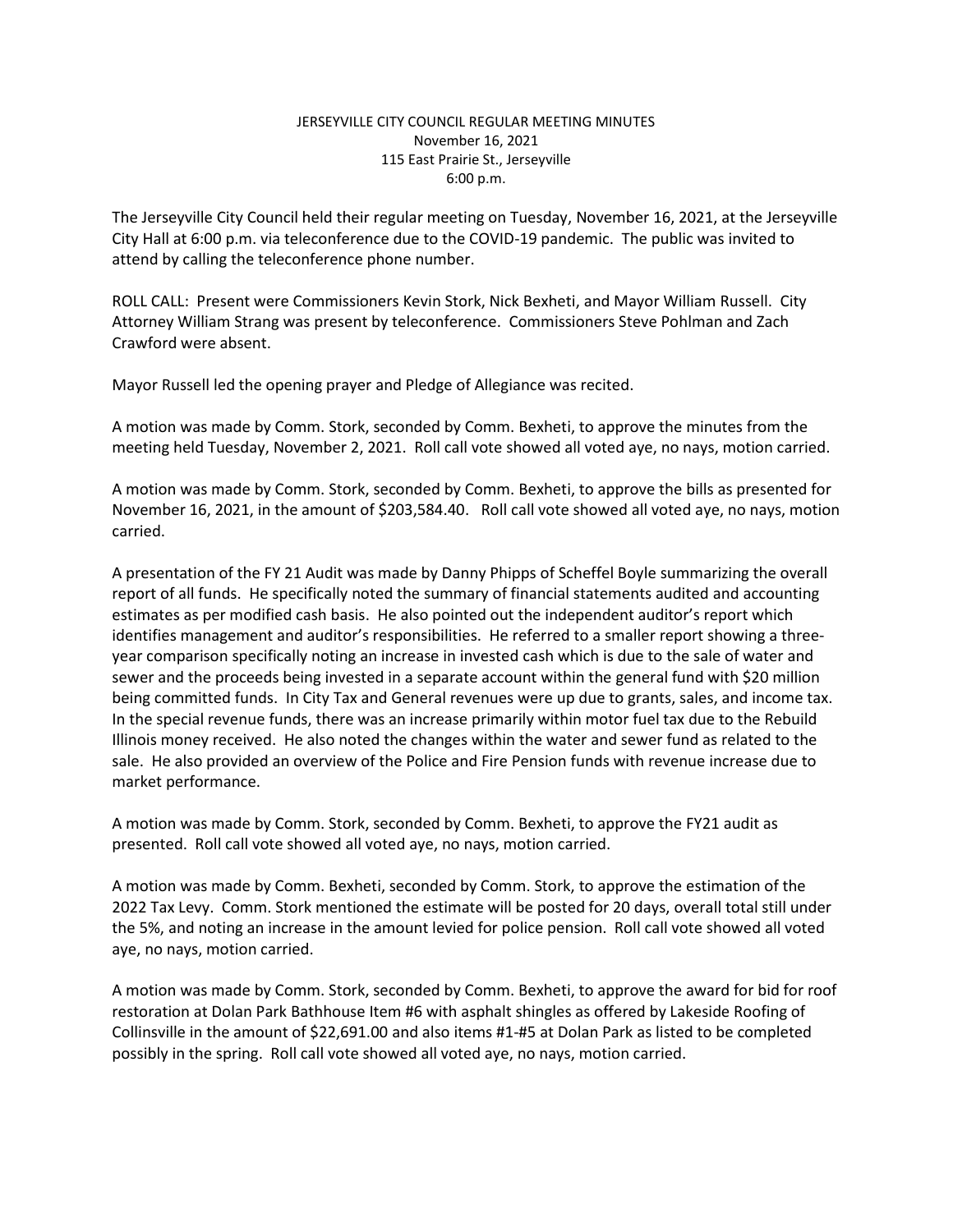# JERSEYVILLE CITY COUNCIL REGULAR MEETING MINUTES

November 16, 2021
115 East Prairie St., Jerseyville
6:00 p.m.

The Jerseyville City Council held their regular meeting on Tuesday, November 16, 2021, at the Jerseyville City Hall at 6:00 p.m. via teleconference due to the COVID-19 pandemic. The public was invited to attend by calling the teleconference phone number.

ROLL CALL: Present were Commissioners Kevin Stork, Nick Bexheti, and Mayor William Russell. City Attorney William Strang was present by teleconference. Commissioners Steve Pohlman and Zach Crawford were absent.

Mayor Russell led the opening prayer and Pledge of Allegiance was recited.

A motion was made by Comm. Stork, seconded by Comm. Bexheti, to approve the minutes from the meeting held Tuesday, November 2, 2021. Roll call vote showed all voted aye, no nays, motion carried.

A motion was made by Comm. Stork, seconded by Comm. Bexheti, to approve the bills as presented for November 16, 2021, in the amount of $203,584.40. Roll call vote showed all voted aye, no nays, motion carried.

A presentation of the FY 21 Audit was made by Danny Phipps of Scheffel Boyle summarizing the overall report of all funds. He specifically noted the summary of financial statements audited and accounting estimates as per modified cash basis. He also pointed out the independent auditor's report which identifies management and auditor's responsibilities. He referred to a smaller report showing a three-year comparison specifically noting an increase in invested cash which is due to the sale of water and sewer and the proceeds being invested in a separate account within the general fund with $20 million being committed funds. In City Tax and General revenues were up due to grants, sales, and income tax. In the special revenue funds, there was an increase primarily within motor fuel tax due to the Rebuild Illinois money received. He also noted the changes within the water and sewer fund as related to the sale. He also provided an overview of the Police and Fire Pension funds with revenue increase due to market performance.

A motion was made by Comm. Stork, seconded by Comm. Bexheti, to approve the FY21 audit as presented. Roll call vote showed all voted aye, no nays, motion carried.

A motion was made by Comm. Bexheti, seconded by Comm. Stork, to approve the estimation of the 2022 Tax Levy. Comm. Stork mentioned the estimate will be posted for 20 days, overall total still under the 5%, and noting an increase in the amount levied for police pension. Roll call vote showed all voted aye, no nays, motion carried.

A motion was made by Comm. Stork, seconded by Comm. Bexheti, to approve the award for bid for roof restoration at Dolan Park Bathhouse Item #6 with asphalt shingles as offered by Lakeside Roofing of Collinsville in the amount of $22,691.00 and also items #1-#5 at Dolan Park as listed to be completed possibly in the spring. Roll call vote showed all voted aye, no nays, motion carried.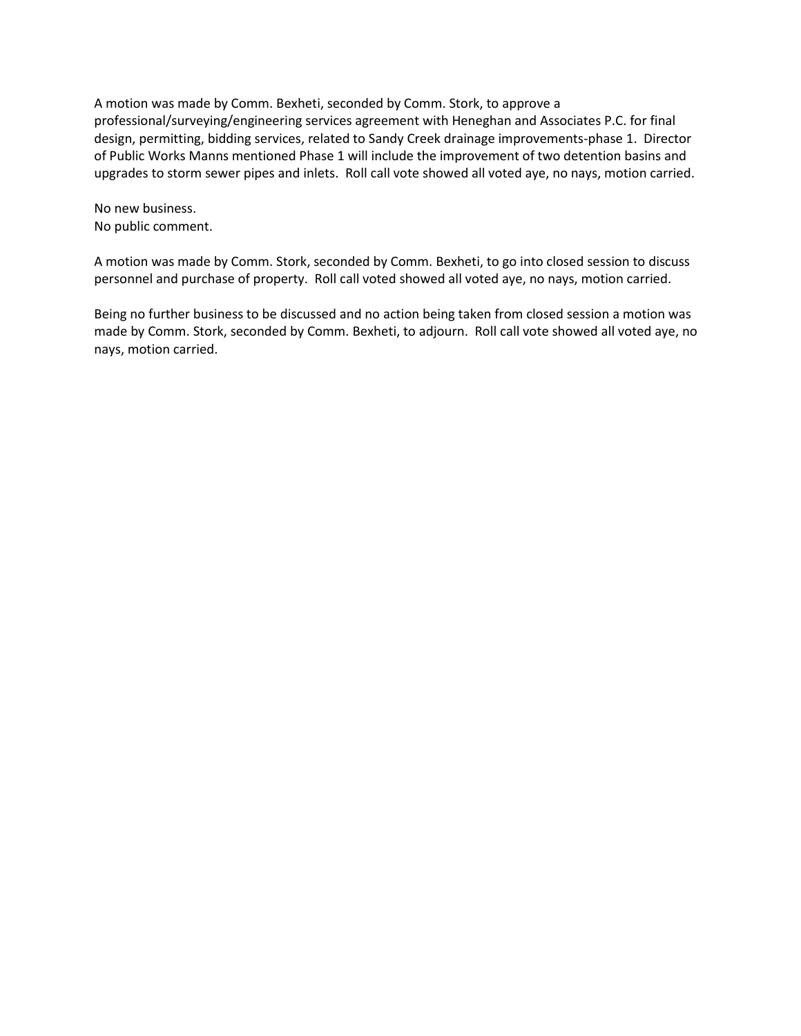A motion was made by Comm. Bexheti, seconded by Comm. Stork, to approve a professional/surveying/engineering services agreement with Heneghan and Associates P.C. for final design, permitting, bidding services, related to Sandy Creek drainage improvements-phase 1. Director of Public Works Manns mentioned Phase 1 will include the improvement of two detention basins and upgrades to storm sewer pipes and inlets. Roll call vote showed all voted aye, no nays, motion carried.

No new business.
No public comment.

A motion was made by Comm. Stork, seconded by Comm. Bexheti, to go into closed session to discuss personnel and purchase of property. Roll call voted showed all voted aye, no nays, motion carried.

Being no further business to be discussed and no action being taken from closed session a motion was made by Comm. Stork, seconded by Comm. Bexheti, to adjourn. Roll call vote showed all voted aye, no nays, motion carried.